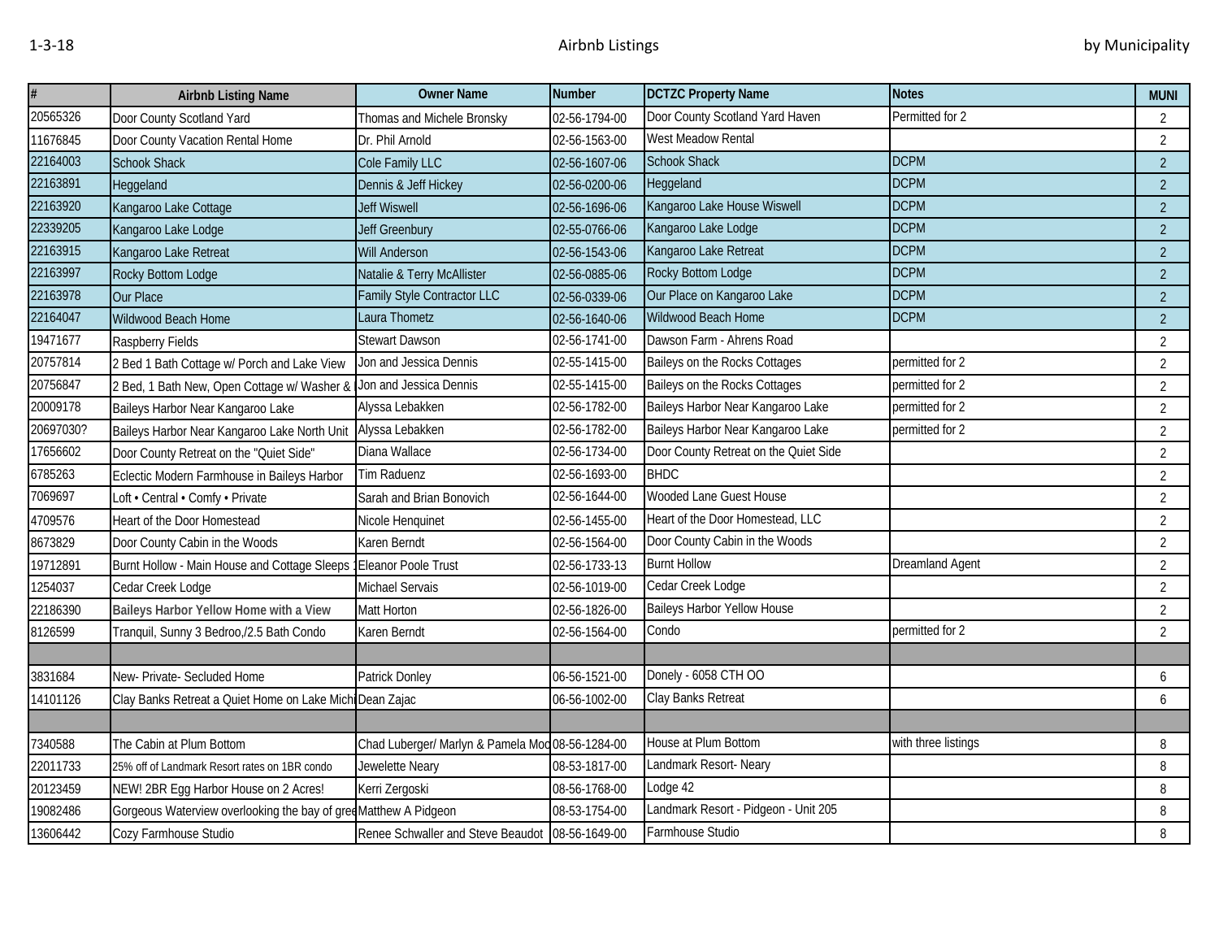| # | Airbnb Listing Name | Owner Name | Number | DCTZC Property Name | Notes | MUNI |
|---|---|---|---|---|---|---|
| 20565326 | Door County Scotland Yard | Thomas and Michele Bronsky | 02-56-1794-00 | Door County Scotland Yard Haven | Permitted for 2 | 2 |
| 11676845 | Door County Vacation Rental Home | Dr. Phil Arnold | 02-56-1563-00 | West Meadow Rental | | 2 |
| 22164003 | Schook Shack | Cole Family LLC | 02-56-1607-06 | Schook Shack | DCPM | 2 |
| 22163891 | Heggeland | Dennis & Jeff Hickey | 02-56-0200-06 | Heggeland | DCPM | 2 |
| 22163920 | Kangaroo Lake Cottage | Jeff Wiswell | 02-56-1696-06 | Kangaroo Lake House Wiswell | DCPM | 2 |
| 22339205 | Kangaroo Lake Lodge | Jeff Greenbury | 02-55-0766-06 | Kangaroo Lake Lodge | DCPM | 2 |
| 22163915 | Kangaroo Lake Retreat | Will Anderson | 02-56-1543-06 | Kangaroo Lake Retreat | DCPM | 2 |
| 22163997 | Rocky Bottom Lodge | Natalie & Terry McAllister | 02-56-0885-06 | Rocky Bottom Lodge | DCPM | 2 |
| 22163978 | Our Place | Family Style Contractor LLC | 02-56-0339-06 | Our Place on Kangaroo Lake | DCPM | 2 |
| 22164047 | Wildwood Beach Home | Laura Thometz | 02-56-1640-06 | Wildwood Beach Home | DCPM | 2 |
| 19471677 | Raspberry Fields | Stewart Dawson | 02-56-1741-00 | Dawson Farm - Ahrens Road | | 2 |
| 20757814 | 2 Bed 1 Bath Cottage w/ Porch and Lake View | Jon and Jessica Dennis | 02-55-1415-00 | Baileys on the Rocks Cottages | permitted for 2 | 2 |
| 20756847 | 2 Bed, 1 Bath New, Open Cottage w/ Washer & | Jon and Jessica Dennis | 02-55-1415-00 | Baileys on the Rocks Cottages | permitted for 2 | 2 |
| 20009178 | Baileys Harbor Near Kangaroo Lake | Alyssa Lebakken | 02-56-1782-00 | Baileys Harbor Near Kangaroo Lake | permitted for 2 | 2 |
| 20697030? | Baileys Harbor Near Kangaroo Lake North Unit | Alyssa Lebakken | 02-56-1782-00 | Baileys Harbor Near Kangaroo Lake | permitted for 2 | 2 |
| 17656602 | Door County Retreat on the "Quiet Side" | Diana Wallace | 02-56-1734-00 | Door County Retreat on the Quiet Side | | 2 |
| 6785263 | Eclectic Modern Farmhouse in Baileys Harbor | Tim Raduenz | 02-56-1693-00 | BHDC | | 2 |
| 7069697 | Loft • Central • Comfy • Private | Sarah and Brian Bonovich | 02-56-1644-00 | Wooded Lane Guest House | | 2 |
| 4709576 | Heart of the Door Homestead | Nicole Henquinet | 02-56-1455-00 | Heart of the Door Homestead, LLC | | 2 |
| 8673829 | Door County Cabin in the Woods | Karen Berndt | 02-56-1564-00 | Door County Cabin in the Woods | | 2 |
| 19712891 | Burnt Hollow - Main House and Cottage Sleeps | Eleanor Poole Trust | 02-56-1733-13 | Burnt Hollow | Dreamland Agent | 2 |
| 1254037 | Cedar Creek Lodge | Michael Servais | 02-56-1019-00 | Cedar Creek Lodge | | 2 |
| 22186390 | **Baileys Harbor Yellow Home with a View** | Matt Horton | 02-56-1826-00 | Baileys Harbor Yellow House | | 2 |
| 8126599 | Tranquil, Sunny 3 Bedroo,/2.5 Bath Condo | Karen Berndt | 02-56-1564-00 | Condo | permitted for 2 | 2 |
| | | | | | | |
| 3831684 | New- Private- Secluded Home | Patrick Donley | 06-56-1521-00 | Donely - 6058 CTH OO | | 6 |
| 14101126 | Clay Banks Retreat a Quiet Home on Lake Michi | Dean Zajac | 06-56-1002-00 | Clay Banks Retreat | | 6 |
| | | | | | | |
| 7340588 | The Cabin at Plum Bottom | Chad Luberger/ Marlyn & Pamela Mod | 08-56-1284-00 | House at Plum Bottom | with three listings | 8 |
| 22011733 | 25% off of Landmark Resort rates on 1BR condo | Jewelette Neary | 08-53-1817-00 | Landmark Resort- Neary | | 8 |
| 20123459 | NEW! 2BR Egg Harbor House on 2 Acres! | Kerri Zergoski | 08-56-1768-00 | Lodge 42 | | 8 |
| 19082486 | Gorgeous Waterview overlooking the bay of gree | Matthew A Pidgeon | 08-53-1754-00 | Landmark Resort - Pidgeon - Unit 205 | | 8 |
| 13606442 | Cozy Farmhouse Studio | Renee Schwaller and Steve Beaudot | 08-56-1649-00 | Farmhouse Studio | | 8 |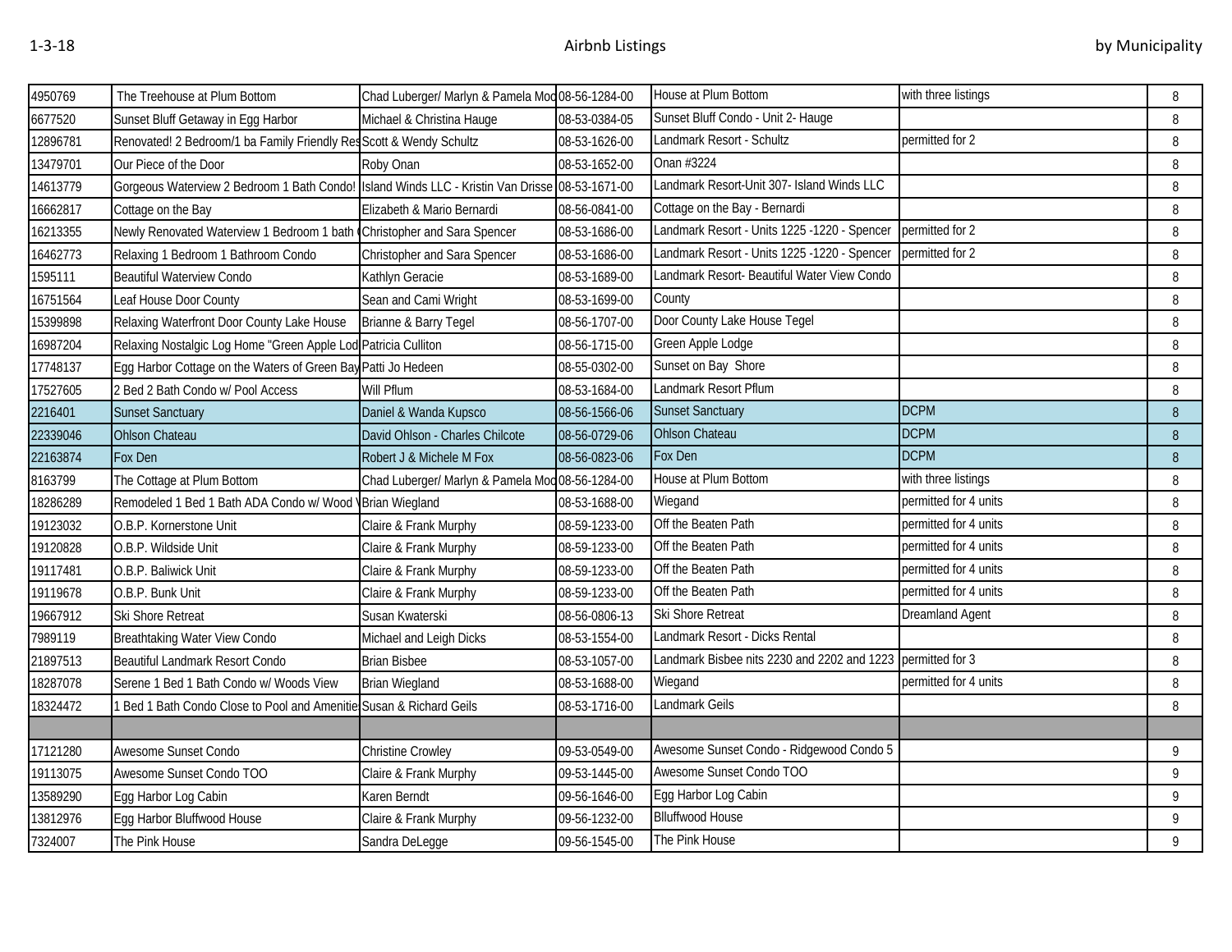| | | | | | | |
|---|---|---|---|---|---|---|
| 4950769 | The Treehouse at Plum Bottom | Chad Luberger/ Marlyn & Pamela Mod | 08-56-1284-00 | House at Plum Bottom | with three listings | 8 |
| 6677520 | Sunset Bluff Getaway in Egg Harbor | Michael & Christina Hauge | 08-53-0384-05 | Sunset Bluff Condo - Unit 2- Hauge | | 8 |
| 12896781 | Renovated! 2 Bedroom/1 ba Family Friendly Res | Scott & Wendy Schultz | 08-53-1626-00 | Landmark Resort - Schultz | permitted for 2 | 8 |
| 13479701 | Our Piece of the Door | Roby Onan | 08-53-1652-00 | Onan #3224 | | 8 |
| 14613779 | Gorgeous Waterview 2 Bedroom 1 Bath Condo! | Island Winds LLC - Kristin Van Drisse | 08-53-1671-00 | Landmark Resort-Unit 307- Island Winds LLC | | 8 |
| 16662817 | Cottage on the Bay | Elizabeth & Mario Bernardi | 08-56-0841-00 | Cottage on the Bay - Bernardi | | 8 |
| 16213355 | Newly Renovated Waterview 1 Bedroom 1 bath | Christopher and Sara Spencer | 08-53-1686-00 | Landmark Resort - Units 1225 -1220 - Spencer | permitted for 2 | 8 |
| 16462773 | Relaxing 1 Bedroom 1 Bathroom Condo | Christopher and Sara Spencer | 08-53-1686-00 | Landmark Resort - Units 1225 -1220 - Spencer | permitted for 2 | 8 |
| 1595111 | Beautiful Waterview Condo | Kathlyn Geracie | 08-53-1689-00 | Landmark Resort- Beautiful Water View Condo | | 8 |
| 16751564 | Leaf House Door County | Sean and Cami Wright | 08-53-1699-00 | County | | 8 |
| 15399898 | Relaxing Waterfront Door County Lake House | Brianne & Barry Tegel | 08-56-1707-00 | Door County Lake House Tegel | | 8 |
| 16987204 | Relaxing Nostalgic Log Home "Green Apple Lod | Patricia Culliton | 08-56-1715-00 | Green Apple Lodge | | 8 |
| 17748137 | Egg Harbor Cottage on the Waters of Green Bay | Patti Jo Hedeen | 08-55-0302-00 | Sunset on Bay Shore | | 8 |
| 17527605 | 2 Bed 2 Bath Condo w/ Pool Access | Will Pflum | 08-53-1684-00 | Landmark Resort Pflum | | 8 |
| 2216401 | Sunset Sanctuary | Daniel & Wanda Kupsco | 08-56-1566-06 | Sunset Sanctuary | DCPM | 8 |
| 22339046 | Ohlson Chateau | David Ohlson - Charles Chilcote | 08-56-0729-06 | Ohlson Chateau | DCPM | 8 |
| 22163874 | Fox Den | Robert J & Michele M Fox | 08-56-0823-06 | Fox Den | DCPM | 8 |
| 8163799 | The Cottage at Plum Bottom | Chad Luberger/ Marlyn & Pamela Mod | 08-56-1284-00 | House at Plum Bottom | with three listings | 8 |
| 18286289 | Remodeled 1 Bed 1 Bath ADA Condo w/ Wood | Brian Wiegland | 08-53-1688-00 | Wiegand | permitted for 4 units | 8 |
| 19123032 | O.B.P. Kornerstone Unit | Claire & Frank Murphy | 08-59-1233-00 | Off the Beaten Path | permitted for 4 units | 8 |
| 19120828 | O.B.P. Wildside Unit | Claire & Frank Murphy | 08-59-1233-00 | Off the Beaten Path | permitted for 4 units | 8 |
| 19117481 | O.B.P. Baliwick Unit | Claire & Frank Murphy | 08-59-1233-00 | Off the Beaten Path | permitted for 4 units | 8 |
| 19119678 | O.B.P. Bunk Unit | Claire & Frank Murphy | 08-59-1233-00 | Off the Beaten Path | permitted for 4 units | 8 |
| 19667912 | Ski Shore Retreat | Susan Kwaterski | 08-56-0806-13 | Ski Shore Retreat | Dreamland Agent | 8 |
| 7989119 | Breathtaking Water View Condo | Michael and Leigh Dicks | 08-53-1554-00 | Landmark Resort - Dicks Rental | | 8 |
| 21897513 | Beautiful Landmark Resort Condo | Brian Bisbee | 08-53-1057-00 | Landmark Bisbee nits 2230 and 2202 and 1223 | permitted for 3 | 8 |
| 18287078 | Serene 1 Bed 1 Bath Condo w/ Woods View | Brian Wiegland | 08-53-1688-00 | Wiegand | permitted for 4 units | 8 |
| 18324472 | 1 Bed 1 Bath Condo Close to Pool and Amenitie | Susan & Richard Geils | 08-53-1716-00 | Landmark Geils | | 8 |
| | | | | | | |
| 17121280 | Awesome Sunset Condo | Christine Crowley | 09-53-0549-00 | Awesome Sunset Condo - Ridgewood Condo 5 | | 9 |
| 19113075 | Awesome Sunset Condo TOO | Claire & Frank Murphy | 09-53-1445-00 | Awesome Sunset Condo TOO | | 9 |
| 13589290 | Egg Harbor Log Cabin | Karen Berndt | 09-56-1646-00 | Egg Harbor Log Cabin | | 9 |
| 13812976 | Egg Harbor Bluffwood House | Claire & Frank Murphy | 09-56-1232-00 | Blluffwood House | | 9 |
| 7324007 | The Pink House | Sandra DeLegge | 09-56-1545-00 | The Pink House | | 9 |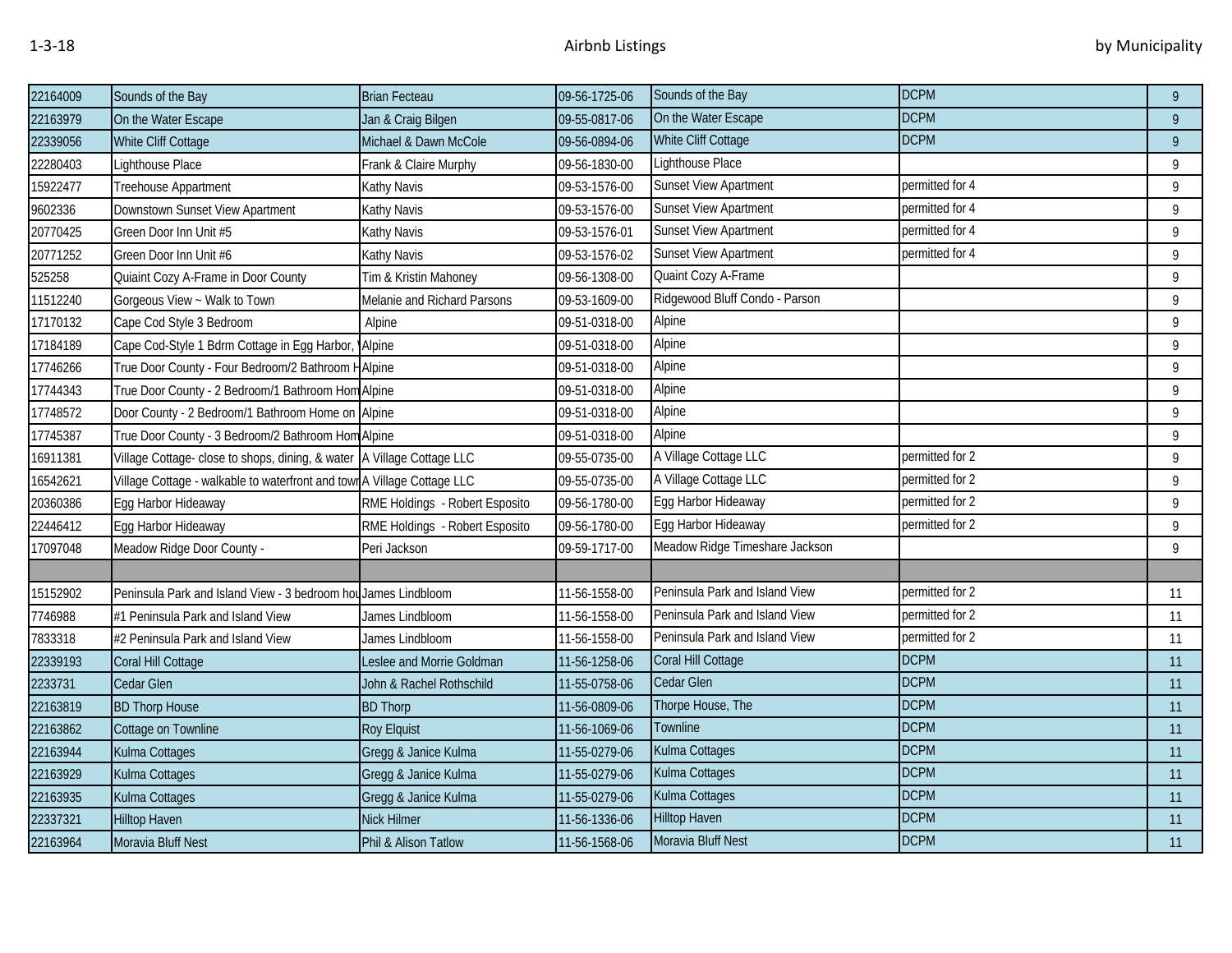| | | | | | | |
|---|---|---|---|---|---|---|
| 22164009 | Sounds of the Bay | Brian Fecteau | 09-56-1725-06 | Sounds of the Bay | DCPM | 9 |
| 22163979 | On the Water Escape | Jan & Craig Bilgen | 09-55-0817-06 | On the Water Escape | DCPM | 9 |
| 22339056 | White Cliff Cottage | Michael & Dawn McCole | 09-56-0894-06 | White Cliff Cottage | DCPM | 9 |
| 22280403 | Lighthouse Place | Frank & Claire Murphy | 09-56-1830-00 | Lighthouse Place | | 9 |
| 15922477 | Treehouse Appartment | Kathy Navis | 09-53-1576-00 | Sunset View Apartment | permitted for 4 | 9 |
| 9602336 | Downstown Sunset View Apartment | Kathy Navis | 09-53-1576-00 | Sunset View Apartment | permitted for 4 | 9 |
| 20770425 | Green Door Inn Unit #5 | Kathy Navis | 09-53-1576-01 | Sunset View Apartment | permitted for 4 | 9 |
| 20771252 | Green Door Inn Unit #6 | Kathy Navis | 09-53-1576-02 | Sunset View Apartment | permitted for 4 | 9 |
| 525258 | Quiaint Cozy A-Frame in Door County | Tim & Kristin Mahoney | 09-56-1308-00 | Quaint Cozy A-Frame | | 9 |
| 11512240 | Gorgeous View ~ Walk to Town | Melanie and Richard Parsons | 09-53-1609-00 | Ridgewood Bluff Condo - Parson | | 9 |
| 17170132 | Cape Cod Style 3 Bedroom | Alpine | 09-51-0318-00 | Alpine | | 9 |
| 17184189 | Cape Cod-Style 1 Bdrm Cottage in Egg Harbor, W | Alpine | 09-51-0318-00 | Alpine | | 9 |
| 17746266 | True Door County - Four Bedroom/2 Bathroom H | Alpine | 09-51-0318-00 | Alpine | | 9 |
| 17744343 | True Door County - 2 Bedroom/1 Bathroom Hom | Alpine | 09-51-0318-00 | Alpine | | 9 |
| 17748572 | Door County - 2 Bedroom/1 Bathroom Home on | Alpine | 09-51-0318-00 | Alpine | | 9 |
| 17745387 | True Door County - 3 Bedroom/2 Bathroom Hom | Alpine | 09-51-0318-00 | Alpine | | 9 |
| 16911381 | Village Cottage- close to shops, dining, & water | A Village Cottage LLC | 09-55-0735-00 | A Village Cottage LLC | permitted for 2 | 9 |
| 16542621 | Village Cottage - walkable to waterfront and town | A Village Cottage LLC | 09-55-0735-00 | A Village Cottage LLC | permitted for 2 | 9 |
| 20360386 | Egg Harbor Hideaway | RME Holdings - Robert Esposito | 09-56-1780-00 | Egg Harbor Hideaway | permitted for 2 | 9 |
| 22446412 | Egg Harbor Hideaway | RME Holdings - Robert Esposito | 09-56-1780-00 | Egg Harbor Hideaway | permitted for 2 | 9 |
| 17097048 | Meadow Ridge Door County - | Peri Jackson | 09-59-1717-00 | Meadow Ridge Timeshare Jackson | | 9 |
| | | | | | | |
| 15152902 | Peninsula Park and Island View - 3 bedroom hou | James Lindbloom | 11-56-1558-00 | Peninsula Park and Island View | permitted for 2 | 11 |
| 7746988 | #1 Peninsula Park and Island View | James Lindbloom | 11-56-1558-00 | Peninsula Park and Island View | permitted for 2 | 11 |
| 7833318 | #2 Peninsula Park and Island View | James Lindbloom | 11-56-1558-00 | Peninsula Park and Island View | permitted for 2 | 11 |
| 22339193 | Coral Hill Cottage | Leslee and Morrie Goldman | 11-56-1258-06 | Coral Hill Cottage | DCPM | 11 |
| 2233731 | Cedar Glen | John & Rachel Rothschild | 11-55-0758-06 | Cedar Glen | DCPM | 11 |
| 22163819 | BD Thorp House | BD Thorp | 11-56-0809-06 | Thorpe House, The | DCPM | 11 |
| 22163862 | Cottage on Townline | Roy Elquist | 11-56-1069-06 | Townline | DCPM | 11 |
| 22163944 | Kulma Cottages | Gregg & Janice Kulma | 11-55-0279-06 | Kulma Cottages | DCPM | 11 |
| 22163929 | Kulma Cottages | Gregg & Janice Kulma | 11-55-0279-06 | Kulma Cottages | DCPM | 11 |
| 22163935 | Kulma Cottages | Gregg & Janice Kulma | 11-55-0279-06 | Kulma Cottages | DCPM | 11 |
| 22337321 | Hilltop Haven | Nick Hilmer | 11-56-1336-06 | Hilltop Haven | DCPM | 11 |
| 22163964 | Moravia Bluff Nest | Phil & Alison Tatlow | 11-56-1568-06 | Moravia Bluff Nest | DCPM | 11 |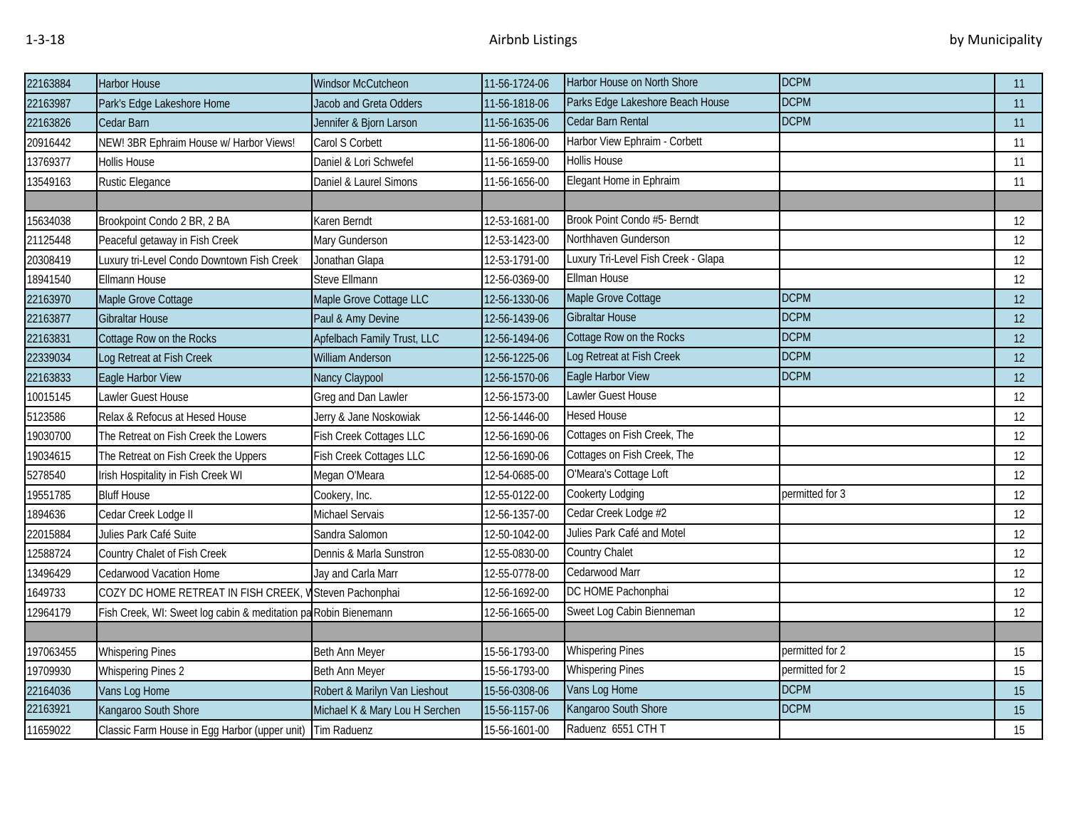| | | | | | | |
|---|---|---|---|---|---|---|
| 22163884 | Harbor House | Windsor McCutcheon | 11-56-1724-06 | Harbor House on North Shore | DCPM | 11 |
| 22163987 | Park's Edge Lakeshore Home | Jacob and Greta Odders | 11-56-1818-06 | Parks Edge Lakeshore Beach House | DCPM | 11 |
| 22163826 | Cedar Barn | Jennifer & Bjorn Larson | 11-56-1635-06 | Cedar Barn Rental | DCPM | 11 |
| 20916442 | NEW! 3BR Ephraim House w/ Harbor Views! | Carol S Corbett | 11-56-1806-00 | Harbor View Ephraim - Corbett | | 11 |
| 13769377 | Hollis House | Daniel & Lori Schwefel | 11-56-1659-00 | Hollis House | | 11 |
| 13549163 | Rustic Elegance | Daniel & Laurel Simons | 11-56-1656-00 | Elegant Home in Ephraim | | 11 |
| | | | | | | |
| 15634038 | Brookpoint Condo 2 BR, 2 BA | Karen Berndt | 12-53-1681-00 | Brook Point Condo #5- Berndt | | 12 |
| 21125448 | Peaceful getaway in Fish Creek | Mary Gunderson | 12-53-1423-00 | Northhaven Gunderson | | 12 |
| 20308419 | Luxury tri-Level Condo Downtown Fish Creek | Jonathan Glapa | 12-53-1791-00 | Luxury Tri-Level Fish Creek - Glapa | | 12 |
| 18941540 | Ellmann House | Steve Ellmann | 12-56-0369-00 | Ellman House | | 12 |
| 22163970 | Maple Grove Cottage | Maple Grove Cottage LLC | 12-56-1330-06 | Maple Grove Cottage | DCPM | 12 |
| 22163877 | Gibraltar House | Paul & Amy Devine | 12-56-1439-06 | Gibraltar House | DCPM | 12 |
| 22163831 | Cottage Row on the Rocks | Apfelbach Family Trust, LLC | 12-56-1494-06 | Cottage Row on the Rocks | DCPM | 12 |
| 22339034 | Log Retreat at Fish Creek | William Anderson | 12-56-1225-06 | Log Retreat at Fish Creek | DCPM | 12 |
| 22163833 | Eagle Harbor View | Nancy Claypool | 12-56-1570-06 | Eagle Harbor View | DCPM | 12 |
| 10015145 | Lawler Guest House | Greg and Dan Lawler | 12-56-1573-00 | Lawler Guest House | | 12 |
| 5123586 | Relax & Refocus at Hesed House | Jerry & Jane Noskowiak | 12-56-1446-00 | Hesed House | | 12 |
| 19030700 | The Retreat on Fish Creek the Lowers | Fish Creek Cottages LLC | 12-56-1690-06 | Cottages on Fish Creek, The | | 12 |
| 19034615 | The Retreat on Fish Creek the Uppers | Fish Creek Cottages LLC | 12-56-1690-06 | Cottages on Fish Creek, The | | 12 |
| 5278540 | Irish Hospitality in Fish Creek WI | Megan O'Meara | 12-54-0685-00 | O'Meara's Cottage Loft | | 12 |
| 19551785 | Bluff House | Cookery, Inc. | 12-55-0122-00 | Cookerty Lodging | permitted for 3 | 12 |
| 1894636 | Cedar Creek Lodge II | Michael Servais | 12-56-1357-00 | Cedar Creek Lodge #2 | | 12 |
| 22015884 | Julies Park Café Suite | Sandra Salomon | 12-50-1042-00 | Julies Park Café and Motel | | 12 |
| 12588724 | Country Chalet of Fish Creek | Dennis & Marla Sunstron | 12-55-0830-00 | Country Chalet | | 12 |
| 13496429 | Cedarwood Vacation Home | Jay and Carla Marr | 12-55-0778-00 | Cedarwood Marr | | 12 |
| 1649733 | COZY DC HOME RETREAT IN FISH CREEK, W | Steven Pachonphai | 12-56-1692-00 | DC HOME Pachonphai | | 12 |
| 12964179 | Fish Creek, WI: Sweet log cabin & meditation pa | Robin Bienemann | 12-56-1665-00 | Sweet Log Cabin Bienneman | | 12 |
| | | | | | | |
| 197063455 | Whispering Pines | Beth Ann Meyer | 15-56-1793-00 | Whispering Pines | permitted for 2 | 15 |
| 19709930 | Whispering Pines 2 | Beth Ann Meyer | 15-56-1793-00 | Whispering Pines | permitted for 2 | 15 |
| 22164036 | Vans Log Home | Robert & Marilyn Van Lieshout | 15-56-0308-06 | Vans Log Home | DCPM | 15 |
| 22163921 | Kangaroo South Shore | Michael K & Mary Lou H Serchen | 15-56-1157-06 | Kangaroo South Shore | DCPM | 15 |
| 11659022 | Classic Farm House in Egg Harbor (upper unit) | Tim Raduenz | 15-56-1601-00 | Raduenz 6551 CTH T | | 15 |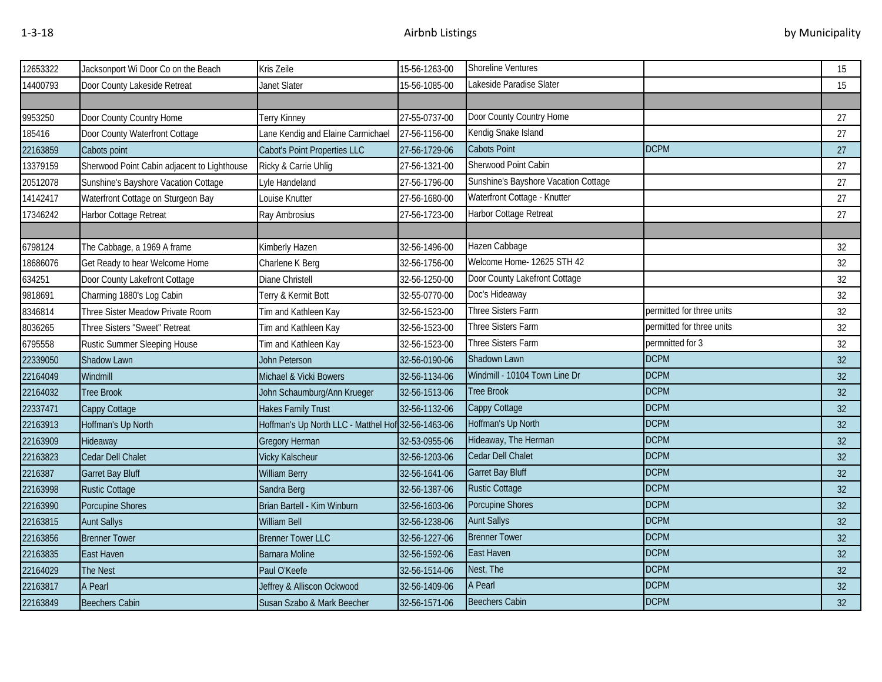| | | | | | | |
|---|---|---|---|---|---|---|
| 12653322 | Jacksonport Wi Door Co on the Beach | Kris Zeile | 15-56-1263-00 | Shoreline Ventures | | 15 |
| 14400793 | Door County Lakeside Retreat | Janet Slater | 15-56-1085-00 | Lakeside Paradise Slater | | 15 |
| | | | | | | |
| 9953250 | Door County Country Home | Terry Kinney | 27-55-0737-00 | Door County Country Home | | 27 |
| 185416 | Door County Waterfront Cottage | Lane Kendig and Elaine Carmichael | 27-56-1156-00 | Kendig Snake Island | | 27 |
| 22163859 | Cabots point | Cabot's Point Properties LLC | 27-56-1729-06 | Cabots Point | DCPM | 27 |
| 13379159 | Sherwood Point Cabin adjacent to Lighthouse | Ricky & Carrie Uhlig | 27-56-1321-00 | Sherwood Point Cabin | | 27 |
| 20512078 | Sunshine's Bayshore Vacation Cottage | Lyle Handeland | 27-56-1796-00 | Sunshine's Bayshore Vacation Cottage | | 27 |
| 14142417 | Waterfront Cottage on Sturgeon Bay | Louise Knutter | 27-56-1680-00 | Waterfront Cottage - Knutter | | 27 |
| 17346242 | Harbor Cottage Retreat | Ray Ambrosius | 27-56-1723-00 | Harbor Cottage Retreat | | 27 |
| | | | | | | |
| 6798124 | The Cabbage, a 1969 A frame | Kimberly Hazen | 32-56-1496-00 | Hazen Cabbage | | 32 |
| 18686076 | Get Ready to hear Welcome Home | Charlene K Berg | 32-56-1756-00 | Welcome Home- 12625 STH 42 | | 32 |
| 634251 | Door County Lakefront Cottage | Diane Christell | 32-56-1250-00 | Door County Lakefront Cottage | | 32 |
| 9818691 | Charming 1880's Log Cabin | Terry & Kermit Bott | 32-55-0770-00 | Doc's Hideaway | | 32 |
| 8346814 | Three Sister Meadow Private Room | Tim and Kathleen Kay | 32-56-1523-00 | Three Sisters Farm | permitted for three units | 32 |
| 8036265 | Three Sisters "Sweet" Retreat | Tim and Kathleen Kay | 32-56-1523-00 | Three Sisters Farm | permitted for three units | 32 |
| 6795558 | Rustic Summer Sleeping House | Tim and Kathleen Kay | 32-56-1523-00 | Three Sisters Farm | permnitted for 3 | 32 |
| 22339050 | Shadow Lawn | John Peterson | 32-56-0190-06 | Shadown Lawn | DCPM | 32 |
| 22164049 | Windmill | Michael & Vicki Bowers | 32-56-1134-06 | Windmill - 10104 Town Line Dr | DCPM | 32 |
| 22164032 | Tree Brook | John Schaumburg/Ann Krueger | 32-56-1513-06 | Tree Brook | DCPM | 32 |
| 22337471 | Cappy Cottage | Hakes Family Trust | 32-56-1132-06 | Cappy Cottage | DCPM | 32 |
| 22163913 | Hoffman's Up North | Hoffman's Up North LLC - Matthel Hof | 32-56-1463-06 | Hoffman's Up North | DCPM | 32 |
| 22163909 | Hideaway | Gregory Herman | 32-53-0955-06 | Hideaway, The Herman | DCPM | 32 |
| 22163823 | Cedar Dell Chalet | Vicky Kalscheur | 32-56-1203-06 | Cedar Dell Chalet | DCPM | 32 |
| 2216387 | Garret Bay Bluff | William Berry | 32-56-1641-06 | Garret Bay Bluff | DCPM | 32 |
| 22163998 | Rustic Cottage | Sandra Berg | 32-56-1387-06 | Rustic Cottage | DCPM | 32 |
| 22163990 | Porcupine Shores | Brian Bartell - Kim Winburn | 32-56-1603-06 | Porcupine Shores | DCPM | 32 |
| 22163815 | Aunt Sallys | William Bell | 32-56-1238-06 | Aunt Sallys | DCPM | 32 |
| 22163856 | Brenner Tower | Brenner Tower LLC | 32-56-1227-06 | Brenner Tower | DCPM | 32 |
| 22163835 | East Haven | Barnara Moline | 32-56-1592-06 | East Haven | DCPM | 32 |
| 22164029 | The Nest | Paul O'Keefe | 32-56-1514-06 | Nest, The | DCPM | 32 |
| 22163817 | A Pearl | Jeffrey & Alliscon Ockwood | 32-56-1409-06 | A Pearl | DCPM | 32 |
| 22163849 | Beechers Cabin | Susan Szabo & Mark Beecher | 32-56-1571-06 | Beechers Cabin | DCPM | 32 |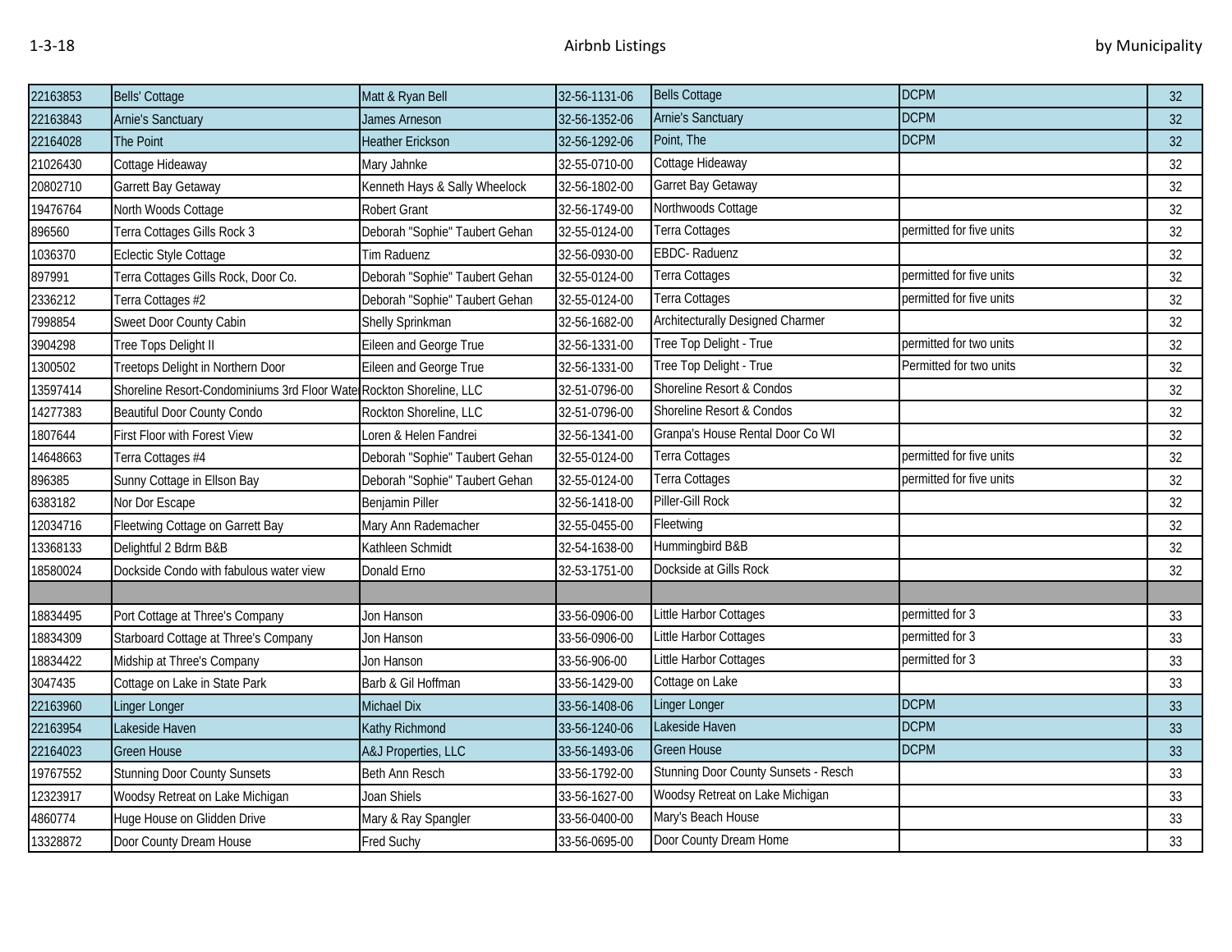| | | | | | | |
|---|---|---|---|---|---|---|
| 22163853 | Bells' Cottage | Matt & Ryan Bell | 32-56-1131-06 | Bells Cottage | DCPM | 32 |
| 22163843 | Arnie's Sanctuary | James Arneson | 32-56-1352-06 | Arnie's Sanctuary | DCPM | 32 |
| 22164028 | The Point | Heather Erickson | 32-56-1292-06 | Point, The | DCPM | 32 |
| 21026430 | Cottage Hideaway | Mary Jahnke | 32-55-0710-00 | Cottage Hideaway | | 32 |
| 20802710 | Garrett Bay Getaway | Kenneth Hays & Sally Wheelock | 32-56-1802-00 | Garret Bay Getaway | | 32 |
| 19476764 | North Woods Cottage | Robert Grant | 32-56-1749-00 | Northwoods Cottage | | 32 |
| 896560 | Terra Cottages Gills Rock 3 | Deborah "Sophie" Taubert Gehan | 32-55-0124-00 | Terra Cottages | permitted for five units | 32 |
| 1036370 | Eclectic Style Cottage | Tim Raduenz | 32-56-0930-00 | EBDC- Raduenz | | 32 |
| 897991 | Terra Cottages Gills Rock, Door Co. | Deborah "Sophie" Taubert Gehan | 32-55-0124-00 | Terra Cottages | permitted for five units | 32 |
| 2336212 | Terra Cottages #2 | Deborah "Sophie" Taubert Gehan | 32-55-0124-00 | Terra Cottages | permitted for five units | 32 |
| 7998854 | Sweet Door County Cabin | Shelly Sprinkman | 32-56-1682-00 | Architecturally Designed Charmer | | 32 |
| 3904298 | Tree Tops Delight II | Eileen and George True | 32-56-1331-00 | Tree Top Delight - True | permitted for two units | 32 |
| 1300502 | Treetops Delight in Northern Door | Eileen and George True | 32-56-1331-00 | Tree Top Delight - True | Permitted for two units | 32 |
| 13597414 | Shoreline Resort-Condominiums 3rd Floor Wate | Rockton Shoreline, LLC | 32-51-0796-00 | Shoreline Resort & Condos | | 32 |
| 14277383 | Beautiful Door County Condo | Rockton Shoreline, LLC | 32-51-0796-00 | Shoreline Resort & Condos | | 32 |
| 1807644 | First Floor with Forest View | Loren & Helen Fandrei | 32-56-1341-00 | Granpa's House Rental Door Co WI | | 32 |
| 14648663 | Terra Cottages #4 | Deborah "Sophie" Taubert Gehan | 32-55-0124-00 | Terra Cottages | permitted for five units | 32 |
| 896385 | Sunny Cottage in Ellson Bay | Deborah "Sophie" Taubert Gehan | 32-55-0124-00 | Terra Cottages | permitted for five units | 32 |
| 6383182 | Nor Dor Escape | Benjamin Piller | 32-56-1418-00 | Piller-Gill Rock | | 32 |
| 12034716 | Fleetwing Cottage on Garrett Bay | Mary Ann Rademacher | 32-55-0455-00 | Fleetwing | | 32 |
| 13368133 | Delightful 2 Bdrm B&B | Kathleen Schmidt | 32-54-1638-00 | Hummingbird B&B | | 32 |
| 18580024 | Dockside Condo with fabulous water view | Donald Erno | 32-53-1751-00 | Dockside at Gills Rock | | 32 |
| | | | | | | |
| 18834495 | Port Cottage at Three's Company | Jon Hanson | 33-56-0906-00 | Little Harbor Cottages | permitted for 3 | 33 |
| 18834309 | Starboard Cottage at Three's Company | Jon Hanson | 33-56-0906-00 | Little Harbor Cottages | permitted for 3 | 33 |
| 18834422 | Midship at Three's Company | Jon Hanson | 33-56-906-00 | Little Harbor Cottages | permitted for 3 | 33 |
| 3047435 | Cottage on Lake in State Park | Barb & Gil Hoffman | 33-56-1429-00 | Cottage on Lake | | 33 |
| 22163960 | Linger Longer | Michael Dix | 33-56-1408-06 | Linger Longer | DCPM | 33 |
| 22163954 | Lakeside Haven | Kathy Richmond | 33-56-1240-06 | Lakeside Haven | DCPM | 33 |
| 22164023 | Green House | A&J Properties, LLC | 33-56-1493-06 | Green House | DCPM | 33 |
| 19767552 | Stunning Door County Sunsets | Beth Ann Resch | 33-56-1792-00 | Stunning Door County Sunsets - Resch | | 33 |
| 12323917 | Woodsy Retreat on Lake Michigan | Joan Shiels | 33-56-1627-00 | Woodsy Retreat on Lake Michigan | | 33 |
| 4860774 | Huge House on Glidden Drive | Mary & Ray Spangler | 33-56-0400-00 | Mary's Beach House | | 33 |
| 13328872 | Door County Dream House | Fred Suchy | 33-56-0695-00 | Door County Dream Home | | 33 |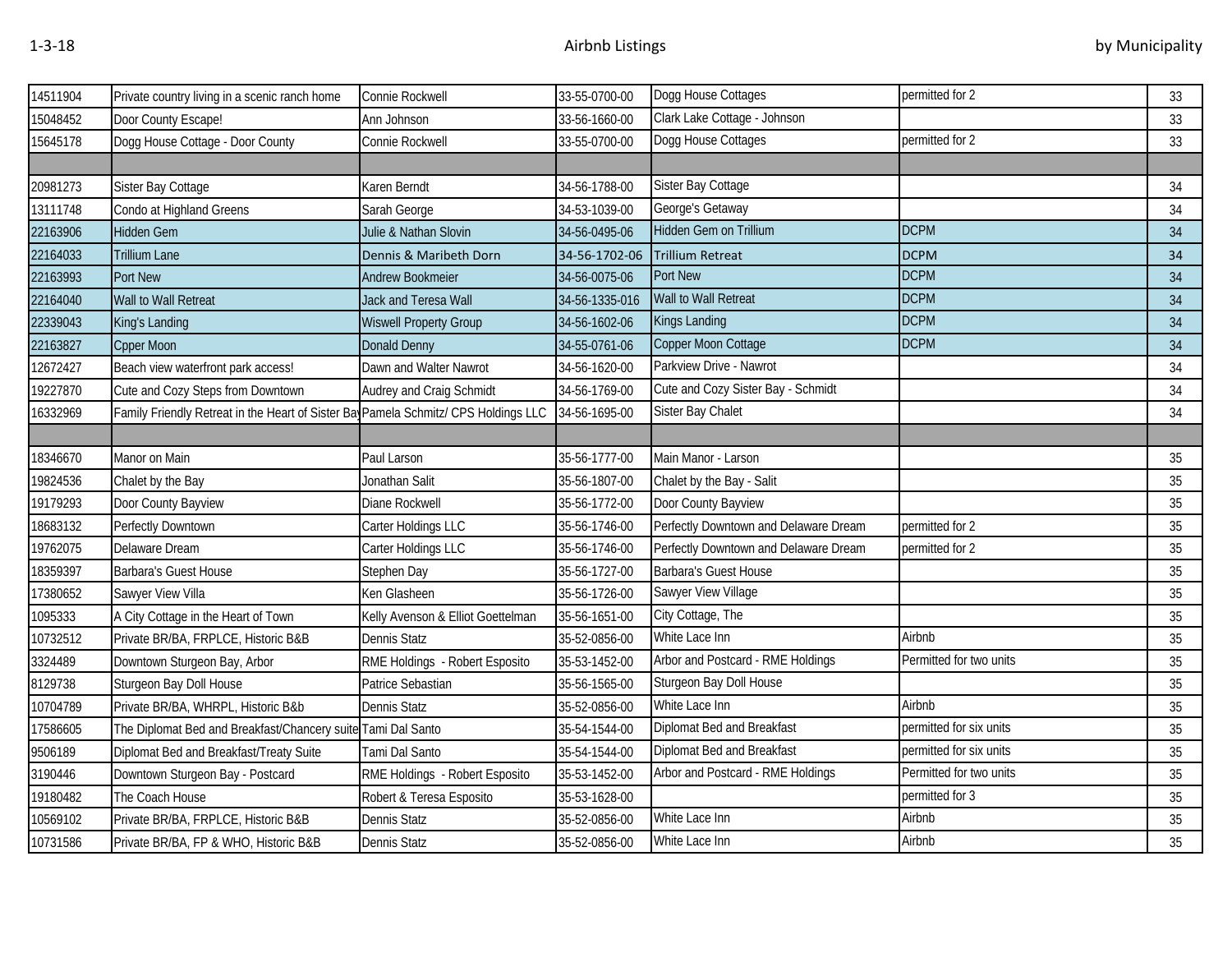| | | | | | | |
|---|---|---|---|---|---|---|
| 14511904 | Private country living in a scenic ranch home | Connie Rockwell | 33-55-0700-00 | Dogg House Cottages | permitted for 2 | 33 |
| 15048452 | Door County Escape! | Ann Johnson | 33-56-1660-00 | Clark Lake Cottage - Johnson | | 33 |
| 15645178 | Dogg House Cottage - Door County | Connie Rockwell | 33-55-0700-00 | Dogg House Cottages | permitted for 2 | 33 |
| | | | | | | |
| 20981273 | Sister Bay Cottage | Karen Berndt | 34-56-1788-00 | Sister Bay Cottage | | 34 |
| 13111748 | Condo at Highland Greens | Sarah George | 34-53-1039-00 | George's Getaway | | 34 |
| 22163906 | Hidden Gem | Julie & Nathan Slovin | 34-56-0495-06 | Hidden Gem on Trillium | DCPM | 34 |
| 22164033 | Trillium Lane | Dennis & Maribeth Dorn | 34-56-1702-06 | Trillium Retreat | DCPM | 34 |
| 22163993 | Port New | Andrew Bookmeier | 34-56-0075-06 | Port New | DCPM | 34 |
| 22164040 | Wall to Wall Retreat | Jack and Teresa Wall | 34-56-1335-016 | Wall to Wall Retreat | DCPM | 34 |
| 22339043 | King's Landing | Wiswell Property Group | 34-56-1602-06 | Kings Landing | DCPM | 34 |
| 22163827 | Cpper Moon | Donald Denny | 34-55-0761-06 | Copper Moon Cottage | DCPM | 34 |
| 12672427 | Beach view waterfront park access! | Dawn and Walter Nawrot | 34-56-1620-00 | Parkview Drive - Nawrot | | 34 |
| 19227870 | Cute and Cozy Steps from Downtown | Audrey and Craig Schmidt | 34-56-1769-00 | Cute and Cozy Sister Bay - Schmidt | | 34 |
| 16332969 | Family Friendly Retreat in the Heart of Sister Bay | Pamela Schmitz/ CPS Holdings LLC | 34-56-1695-00 | Sister Bay Chalet | | 34 |
| | | | | | | |
| 18346670 | Manor on Main | Paul Larson | 35-56-1777-00 | Main Manor - Larson | | 35 |
| 19824536 | Chalet by the Bay | Jonathan Salit | 35-56-1807-00 | Chalet by the Bay - Salit | | 35 |
| 19179293 | Door County Bayview | Diane Rockwell | 35-56-1772-00 | Door County Bayview | | 35 |
| 18683132 | Perfectly Downtown | Carter Holdings LLC | 35-56-1746-00 | Perfectly Downtown and Delaware Dream | permitted for 2 | 35 |
| 19762075 | Delaware Dream | Carter Holdings LLC | 35-56-1746-00 | Perfectly Downtown and Delaware Dream | permitted for 2 | 35 |
| 18359397 | Barbara's Guest House | Stephen Day | 35-56-1727-00 | Barbara's Guest House | | 35 |
| 17380652 | Sawyer View Villa | Ken Glasheen | 35-56-1726-00 | Sawyer View Village | | 35 |
| 1095333 | A City Cottage in the Heart of Town | Kelly Avenson & Elliot Goettelman | 35-56-1651-00 | City Cottage, The | | 35 |
| 10732512 | Private BR/BA, FRPLCE, Historic B&B | Dennis Statz | 35-52-0856-00 | White Lace Inn | Airbnb | 35 |
| 3324489 | Downtown Sturgeon Bay, Arbor | RME Holdings - Robert Esposito | 35-53-1452-00 | Arbor and Postcard - RME Holdings | Permitted for two units | 35 |
| 8129738 | Sturgeon Bay Doll House | Patrice Sebastian | 35-56-1565-00 | Sturgeon Bay Doll House | | 35 |
| 10704789 | Private BR/BA, WHRPL, Historic B&b | Dennis Statz | 35-52-0856-00 | White Lace Inn | Airbnb | 35 |
| 17586605 | The Diplomat Bed and Breakfast/Chancery suite | Tami Dal Santo | 35-54-1544-00 | Diplomat Bed and Breakfast | permitted for six units | 35 |
| 9506189 | Diplomat Bed and Breakfast/Treaty Suite | Tami Dal Santo | 35-54-1544-00 | Diplomat Bed and Breakfast | permitted for six units | 35 |
| 3190446 | Downtown Sturgeon Bay - Postcard | RME Holdings - Robert Esposito | 35-53-1452-00 | Arbor and Postcard - RME Holdings | Permitted for two units | 35 |
| 19180482 | The Coach House | Robert & Teresa Esposito | 35-53-1628-00 | | permitted for 3 | 35 |
| 10569102 | Private BR/BA, FRPLCE, Historic B&B | Dennis Statz | 35-52-0856-00 | White Lace Inn | Airbnb | 35 |
| 10731586 | Private BR/BA, FP & WHO, Historic B&B | Dennis Statz | 35-52-0856-00 | White Lace Inn | Airbnb | 35 |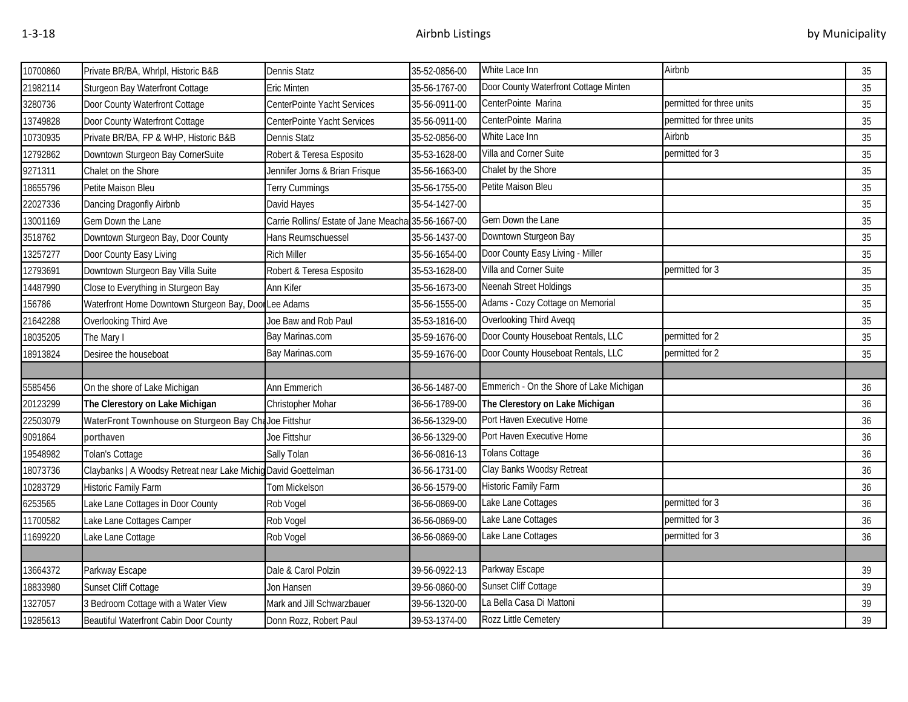| | | | | | | |
|---|---|---|---|---|---|---|
| 10700860 | Private BR/BA, Whrlpl, Historic B&B | Dennis Statz | 35-52-0856-00 | White Lace Inn | Airbnb | 35 |
| 21982114 | Sturgeon Bay Waterfront Cottage | Eric Minten | 35-56-1767-00 | Door County Waterfront Cottage Minten | | 35 |
| 3280736 | Door County Waterfront Cottage | CenterPointe Yacht Services | 35-56-0911-00 | CenterPointe Marina | permitted for three units | 35 |
| 13749828 | Door County Waterfront Cottage | CenterPointe Yacht Services | 35-56-0911-00 | CenterPointe Marina | permitted for three units | 35 |
| 10730935 | Private BR/BA, FP & WHP, Historic B&B | Dennis Statz | 35-52-0856-00 | White Lace Inn | Airbnb | 35 |
| 12792862 | Downtown Sturgeon Bay CornerSuite | Robert & Teresa Esposito | 35-53-1628-00 | Villa and Corner Suite | permitted for 3 | 35 |
| 9271311 | Chalet on the Shore | Jennifer Jorns & Brian Frisque | 35-56-1663-00 | Chalet by the Shore | | 35 |
| 18655796 | Petite Maison Bleu | Terry Cummings | 35-56-1755-00 | Petite Maison Bleu | | 35 |
| 22027336 | Dancing Dragonfly Airbnb | David Hayes | 35-54-1427-00 | | | 35 |
| 13001169 | Gem Down the Lane | Carrie Rollins/ Estate of Jane Meacha | 35-56-1667-00 | Gem Down the Lane | | 35 |
| 3518762 | Downtown Sturgeon Bay, Door County | Hans Reumschuessel | 35-56-1437-00 | Downtown Sturgeon Bay | | 35 |
| 13257277 | Door County Easy Living | Rich Miller | 35-56-1654-00 | Door County Easy Living - Miller | | 35 |
| 12793691 | Downtown Sturgeon Bay Villa Suite | Robert & Teresa Esposito | 35-53-1628-00 | Villa and Corner Suite | permitted for 3 | 35 |
| 14487990 | Close to Everything in Sturgeon Bay | Ann Kifer | 35-56-1673-00 | Neenah Street Holdings | | 35 |
| 156786 | Waterfront Home Downtown Sturgeon Bay, Doo | Lee Adams | 35-56-1555-00 | Adams - Cozy Cottage on Memorial | | 35 |
| 21642288 | Overlooking Third Ave | Joe Baw and Rob Paul | 35-53-1816-00 | Overlooking Third Aveqq | | 35 |
| 18035205 | The Mary I | Bay Marinas.com | 35-59-1676-00 | Door County Houseboat Rentals, LLC | permitted for 2 | 35 |
| 18913824 | Desiree the houseboat | Bay Marinas.com | 35-59-1676-00 | Door County Houseboat Rentals, LLC | permitted for 2 | 35 |
| | | | | | | |
| 5585456 | On the shore of Lake Michigan | Ann Emmerich | 36-56-1487-00 | Emmerich - On the Shore of Lake Michigan | | 36 |
| 20123299 | **The Clerestory on Lake Michigan** | Christopher Mohar | 36-56-1789-00 | **The Clerestory on Lake Michigan** | | 36 |
| 22503079 | **WaterFront Townhouse on Sturgeon Bay Cha** | Joe Fittshur | 36-56-1329-00 | Port Haven Executive Home | | 36 |
| 9091864 | **porthaven** | Joe Fittshur | 36-56-1329-00 | Port Haven Executive Home | | 36 |
| 19548982 | Tolan's Cottage | Sally Tolan | 36-56-0816-13 | Tolans Cottage | | 36 |
| 18073736 | Claybanks \| A Woodsy Retreat near Lake Michig | David Goettelman | 36-56-1731-00 | Clay Banks Woodsy Retreat | | 36 |
| 10283729 | Historic Family Farm | Tom Mickelson | 36-56-1579-00 | Historic Family Farm | | 36 |
| 6253565 | Lake Lane Cottages in Door County | Rob Vogel | 36-56-0869-00 | Lake Lane Cottages | permitted for 3 | 36 |
| 11700582 | Lake Lane Cottages Camper | Rob Vogel | 36-56-0869-00 | Lake Lane Cottages | permitted for 3 | 36 |
| 11699220 | Lake Lane Cottage | Rob Vogel | 36-56-0869-00 | Lake Lane Cottages | permitted for 3 | 36 |
| | | | | | | |
| 13664372 | Parkway Escape | Dale & Carol Polzin | 39-56-0922-13 | Parkway Escape | | 39 |
| 18833980 | Sunset Cliff Cottage | Jon Hansen | 39-56-0860-00 | Sunset Cliff Cottage | | 39 |
| 1327057 | 3 Bedroom Cottage with a Water View | Mark and Jill Schwarzbauer | 39-56-1320-00 | La Bella Casa Di Mattoni | | 39 |
| 19285613 | Beautiful Waterfront Cabin Door County | Donn Rozz, Robert Paul | 39-53-1374-00 | Rozz Little Cemetery | | 39 |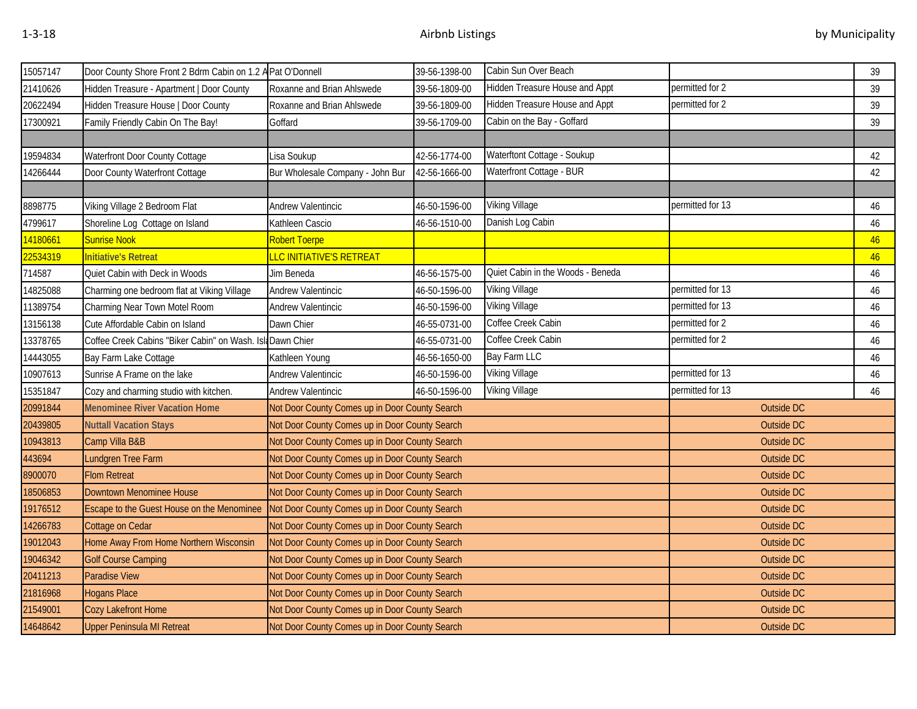| | | | | | | |
|---|---|---|---|---|---|---|
| 15057147 | Door County Shore Front 2 Bdrm Cabin on 1.2 A | Pat O'Donnell | 39-56-1398-00 | Cabin Sun Over Beach | | 39 |
| 21410626 | Hidden Treasure - Apartment \| Door County | Roxanne and Brian Ahlswede | 39-56-1809-00 | Hidden Treasure House and Appt | permitted for 2 | 39 |
| 20622494 | Hidden Treasure House \| Door County | Roxanne and Brian Ahlswede | 39-56-1809-00 | Hidden Treasure House and Appt | permitted for 2 | 39 |
| 17300921 | Family Friendly Cabin On The Bay! | Goffard | 39-56-1709-00 | Cabin on the Bay - Goffard | | 39 |
| | | | | | | |
| 19594834 | Waterfront Door County Cottage | Lisa Soukup | 42-56-1774-00 | Waterftont Cottage - Soukup | | 42 |
| 14266444 | Door County Waterfront Cottage | Bur Wholesale Company - John Bur | 42-56-1666-00 | Waterfront Cottage - BUR | | 42 |
| | | | | | | |
| 8898775 | Viking Village 2 Bedroom Flat | Andrew Valentincic | 46-50-1596-00 | Viking Village | permitted for 13 | 46 |
| 4799617 | Shoreline Log Cottage on Island | Kathleen Cascio | 46-56-1510-00 | Danish Log Cabin | | 46 |
| 14180661 | Sunrise Nook | Robert Toerpe | | | | 46 |
| 22534319 | **Initiative's Retreat** | LLC INITIATIVE'S RETREAT | | | | 46 |
| 714587 | Quiet Cabin with Deck in Woods | Jim Beneda | 46-56-1575-00 | Quiet Cabin in the Woods - Beneda | | 46 |
| 14825088 | Charming one bedroom flat at Viking Village | Andrew Valentincic | 46-50-1596-00 | Viking Village | permitted for 13 | 46 |
| 11389754 | Charming Near Town Motel Room | Andrew Valentincic | 46-50-1596-00 | Viking Village | permitted for 13 | 46 |
| 13156138 | Cute Affordable Cabin on Island | Dawn Chier | 46-55-0731-00 | Coffee Creek Cabin | permitted for 2 | 46 |
| 13378765 | Coffee Creek Cabins "Biker Cabin" on Wash. Isla | Dawn Chier | 46-55-0731-00 | Coffee Creek Cabin | permitted for 2 | 46 |
| 14443055 | Bay Farm Lake Cottage | Kathleen Young | 46-56-1650-00 | Bay Farm LLC | | 46 |
| 10907613 | Sunrise A Frame on the lake | Andrew Valentincic | 46-50-1596-00 | Viking Village | permitted for 13 | 46 |
| 15351847 | Cozy and charming studio with kitchen. | Andrew Valentincic | 46-50-1596-00 | Viking Village | permitted for 13 | 46 |
| 20991844 | **Menominee River Vacation Home** | Not Door County Comes up in Door County Search | | | Outside DC | |
| 20439805 | **Nuttall Vacation Stays** | Not Door County Comes up in Door County Search | | | Outside DC | |
| 10943813 | Camp Villa B&B | Not Door County Comes up in Door County Search | | | Outside DC | |
| 443694 | Lundgren Tree Farm | Not Door County Comes up in Door County Search | | | Outside DC | |
| 8900070 | Flom Retreat | Not Door County Comes up in Door County Search | | | Outside DC | |
| 18506853 | Downtown Menominee House | Not Door County Comes up in Door County Search | | | Outside DC | |
| 19176512 | Escape to the Guest House on the Menominee | Not Door County Comes up in Door County Search | | | Outside DC | |
| 14266783 | Cottage on Cedar | Not Door County Comes up in Door County Search | | | Outside DC | |
| 19012043 | Home Away From Home Northern Wisconsin | Not Door County Comes up in Door County Search | | | Outside DC | |
| 19046342 | Golf Course Camping | Not Door County Comes up in Door County Search | | | Outside DC | |
| 20411213 | Paradise View | Not Door County Comes up in Door County Search | | | Outside DC | |
| 21816968 | Hogans Place | Not Door County Comes up in Door County Search | | | Outside DC | |
| 21549001 | Cozy Lakefront Home | Not Door County Comes up in Door County Search | | | Outside DC | |
| 14648642 | Upper Peninsula MI Retreat | Not Door County Comes up in Door County Search | | | Outside DC | |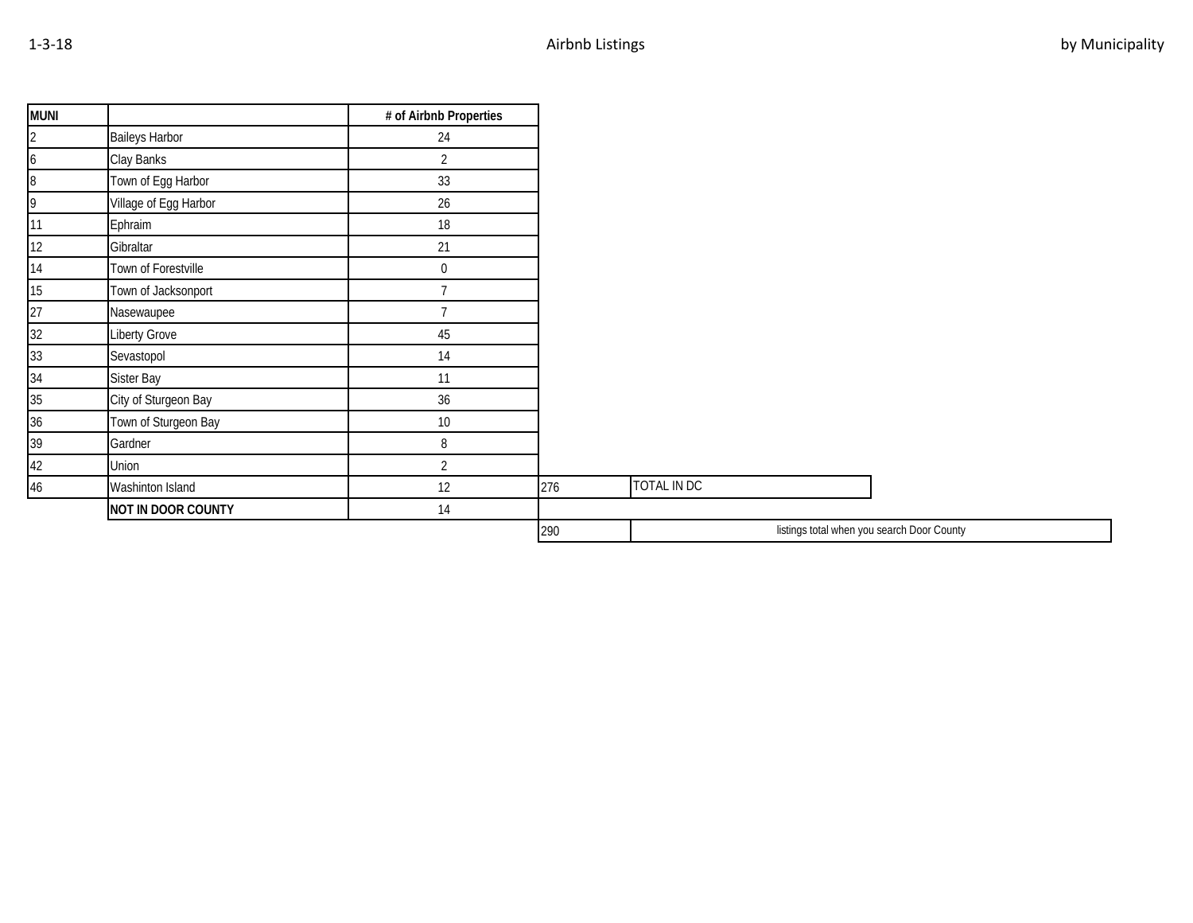1-3-18 Airbnb Listings by Municipality

| MUNI | | # of Airbnb Properties | | |
|---|---|---|---|---|
| 2 | Baileys Harbor | 24 | | |
| 6 | Clay Banks | 2 | | |
| 8 | Town of Egg Harbor | 33 | | |
| 9 | Village of Egg Harbor | 26 | | |
| 11 | Ephraim | 18 | | |
| 12 | Gibraltar | 21 | | |
| 14 | Town of Forestville | 0 | | |
| 15 | Town of Jacksonport | 7 | | |
| 27 | Nasewaupee | 7 | | |
| 32 | Liberty Grove | 45 | | |
| 33 | Sevastopol | 14 | | |
| 34 | Sister Bay | 11 | | |
| 35 | City of Sturgeon Bay | 36 | | |
| 36 | Town of Sturgeon Bay | 10 | | |
| 39 | Gardner | 8 | | |
| 42 | Union | 2 | | |
| 46 | Washinton Island | 12 | 276 | TOTAL IN DC |
| | **NOT IN DOOR COUNTY** | 14 | | |
| | | | 290 | listings total when you search Door County |